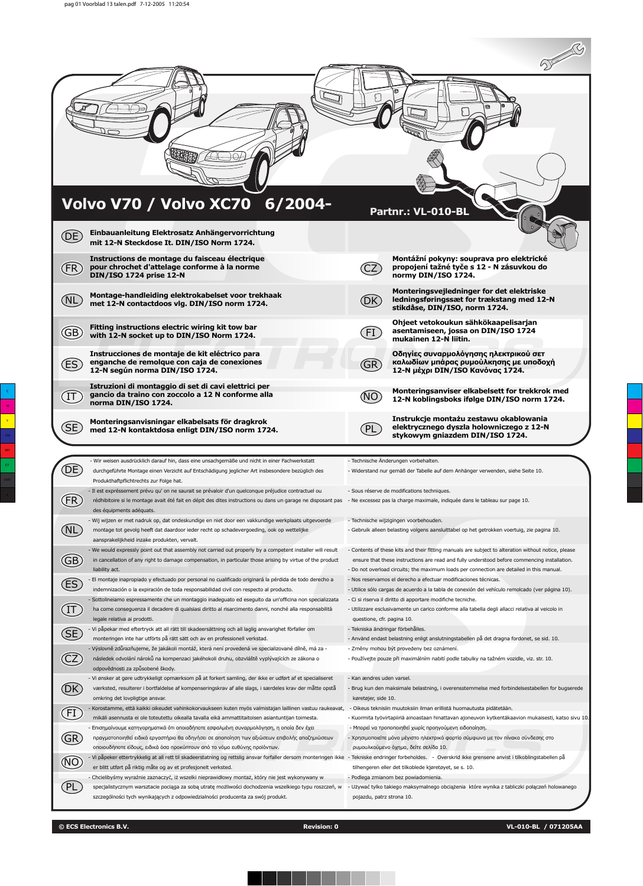# Volvo V70 / Volvo XC70 6/2004-

**Partnr.: VL-010-BL**

**DE** — **Einbauanleitung Elektrosatz Anhängervorrichtung mit 12-N Steckdose lt. DIN/ISO Norm 1724.**

**FR** — **Instructions de montage du faisceau électrique pour chrochet d'attelage conforme à la norme DIN/ISO 1724 prise 12-N**

**NL** — **Montage-handleiding elektrokabelset voor trekhaak met 12-N contactdoos vlg. DIN/ISO norm 1724.**

**GB** — **Fitting instructions electric wiring kit tow bar with 12-N socket up to DIN/ISO Norm 1724.**

**ES** — **Instrucciones de montaje de kit eléctrico para enganche de remolque con caja de conexiones 12-N según norma DIN/ISO 1724.**

**IT** — **Istruzioni di montaggio di set di cavi elettrici per gancio da traino con zoccolo a 12 N conforme alla norma DIN/ISO 1724.**

**SE** — **Monteringsanvisningar elkabelsats för dragkrok med 12-N kontaktdosa enligt DIN/ISO norm 1724.**

**CZ** — **Montážní pokyny: souprava pro elektrické propojení tažné tyče s 12 - N zásuvkou do normy DIN/ISO 1724.**

**DK** — **Monteringsvejledninger for det elektriske ledningsføringssæt for trækstang med 12-N stikdåse, DIN/ISO, norm 1724.**

**FI** — **Ohjeet vetokoukun sähkökaapelisarjan asentamiseen, jossa on DIN/ISO 1724 mukainen 12-N liitin.**

**GR** — **Οδηγίες συναρμολόγησης ηλεκτρικού σετ καλωδίων μπάρας ρυμούλκησης με υποδοχή 12-N μέχρι DIN/ISO Κανόνας 1724.**

**NO** — **Monteringsanviser elkabelsett for trekkrok med 12-N koblingsboks ifølge DIN/ISO norm 1724.**

**PL** — **Instrukcje montażu zestawu okablowania elektrycznego dyszla holowniczego z 12-N stykowym gniazdem DIN/ISO 1724.**

---

**DE**
- Wir weisen ausdrücklich darauf hin, dass eine unsachgemäße und nicht in einer Fachwerkstatt durchgeführte Montage einen Verzicht auf Entschädigung jeglicher Art insbesondere bezüglich des Produkthaftpflichtrechts zur Folge hat.
- Technische Änderungen vorbehalten.
- Widerstand nur gemäß der Tabelle auf dem Anhänger verwenden, siehe Seite 10.

**FR**
- Il est expressément prévu qu' on ne saurait se prévaloir d'un quelconque préjudice contractuel ou rédhibitoire si le montage avait été fait en dépit des dites instructions ou dans un garage ne disposant pas des équipments adéquats.
- Sous réserve de modifications techniques.
- Ne excessez pas la charge maximale, indiquée dans le tableau sur page 10.

**NL**
- Wij wijzen er met nadruk op, dat ondeskundige en niet door een vakkundige werkplaats uitgevoerde montage tot gevolg heeft dat daardoor ieder recht op schadevergoeding, ook op wettelijke aansprakelijkheid inzake produkten, vervalt.
- Technische wijzigingen voorbehouden.
- Gebruik alleen belasting volgens aansluittabel op het getrokken voertuig, zie pagina 10.

**GB**
- We would expressly point out that assembly not carried out properly by a competent installer will result in cancellation of any right to damage compensation, in particular those arising by virtue of the product liability act.
- Contents of these kits and their fitting manuals are subject to alteration without notice, please ensure that these instructions are read and fully understood before commencing installation.
- Do not overload circuits; the maximum loads per connection are detailed in this manual.

**ES**
- El montaje inapropiado y efectuado por personal no cualificado originará la pérdida de todo derecho a indemnización o la expiración de toda responsabilidad civil con respecto al producto.
- Nos reservamos el derecho a efectuar modificaciones técnicas.
- Utilice sólo cargas de acuerdo a la tabla de conexión del vehículo remolcado (ver página 10).

**IT**
- Sottolineiamo espressamente che un montaggio inadeguato ed eseguito da un'officina non specializzata ha come conseguenza il decadere di qualsiasi diritto al risarcimento danni, nonché alla responsabilità legale relativa ai prodotti.
- Ci si riserva il diritto di apportare modifiche tecniche.
- Utilizzare esclusivamente un carico conforme alla tabella degli allacci relativa al veicolo in questione, cfr. pagina 10.

**SE**
- Vi påpekar med eftertryck att allt rätt till skadeersättning och all laglig ansvarighet förfaller om monteringen inte har utförts på rätt sätt och av en professionell verkstad.
- Tekniska ändringar förbehålles.
- Använd endast belastning enligt anslutningstabellen på der dragna fordonet, se sid. 10.

**CZ**
- Výslovně zdůrazňujeme, že jakákoli montáž, která není provedená ve specializované dílně, má za následek odvolání nároků na kompenzaci jakéhokoli druhu, obzvláště vyplývajících ze zákona o odpovědnosti za způsobené škody.
- Změny mohou být provedeny bez oznámení.
- Používejte pouze při maximálním nabití podle tabulky na tažném vozidle, viz. str. 10.

**DK**
- Vi ønsker at gøre udtrykkeligt opmærksom på at forkert samling, der ikke er udført af et specialiseret værksted, resulterer i bortfaldelse af kompenseringskrav af alle slags, i særdeles krav der måtte opstå omkring det lovpligtige ansvar.
- Kan ændres uden varsel.
- Brug kun den maksimale belastning, i overensstemmelse med forbindelsestabellen for bugserede køretøjer, side 10.

**FI**
- Korostamme, että kaikki oikeudet vahinkokorvaukseen kuten myös valmistajan laillinen vastuu raukeavat, mikäli asennusta ei ole toteutettu oikealla tavalla eikä ammattitaitoisen asiantuntijan toimesta.
- Oikeus teknisiin muutoksiin ilman erillistä huomautusta pidätetään.
- Kuormita työvirtapiiriä ainoastaan hinattavan ajoneuvon kytkentäkaavion mukaisesti, katso sivu 10.

**GR**
- Επισημαίνουμε κατηγορηματικά ότι οποιαδήποτε εσφαλμένη συναρμολόγηση, η οποία δεν έχει πραγματοποιηθεί ειδικό εργαστήριο θα οδηγήσει σε αποποίηση των αξιώσεων επιβολής αποζημιώσεων οποιουδήποτε είδους, ειδικά όσα προκύπτουν από το νόμο ευθύνης προϊόντων.
- Μπορεί να τροποποιηθεί χωρίς προηγούμενη ειδοποίηση.
- Χρησιμοποιείτε μόνο μέγιστο ηλεκτρικό φορτίο σύμφωνα με τον πίνακα σύνδεσης στο ρυμουλκούμενο όχημα, δείτε σελίδα 10.

**NO**
- Vi påpeker ettertrykkelig at all rett til skadeerstatning og rettslig ansvar forfaller dersom monteringen ikke er blitt utført på riktig måte og av et profesjonelt verksted.
- Tekniske endringer forbeholdes.
- Overskrid ikke grensene anvist i tilkoblingstabellen på tilhengeren eller det tilkoblede kjøretøyet, se s. 10.

**PL**
- Chcielibyśmy wyraźnie zaznaczyć, iż wszelki nieprawidłowy montaż, który nie jest wykonywany w specjalistycznym warsztacie pociąga za sobą utratę możliwości dochodzenia wszelkiego typu roszczeń, w szczególności tych wynikających z odpowiedzialności producenta za swój produkt.
- Podlega zmianom bez powiadomienia.
- Używać tylko takiego maksymalnego obciążenia które wynika z tabliczki połączeń holowanego pojazdu, patrz strona 10.

---

© ECS Electronics B.V. | Revision: 0 | VL-010-BL / 071205AA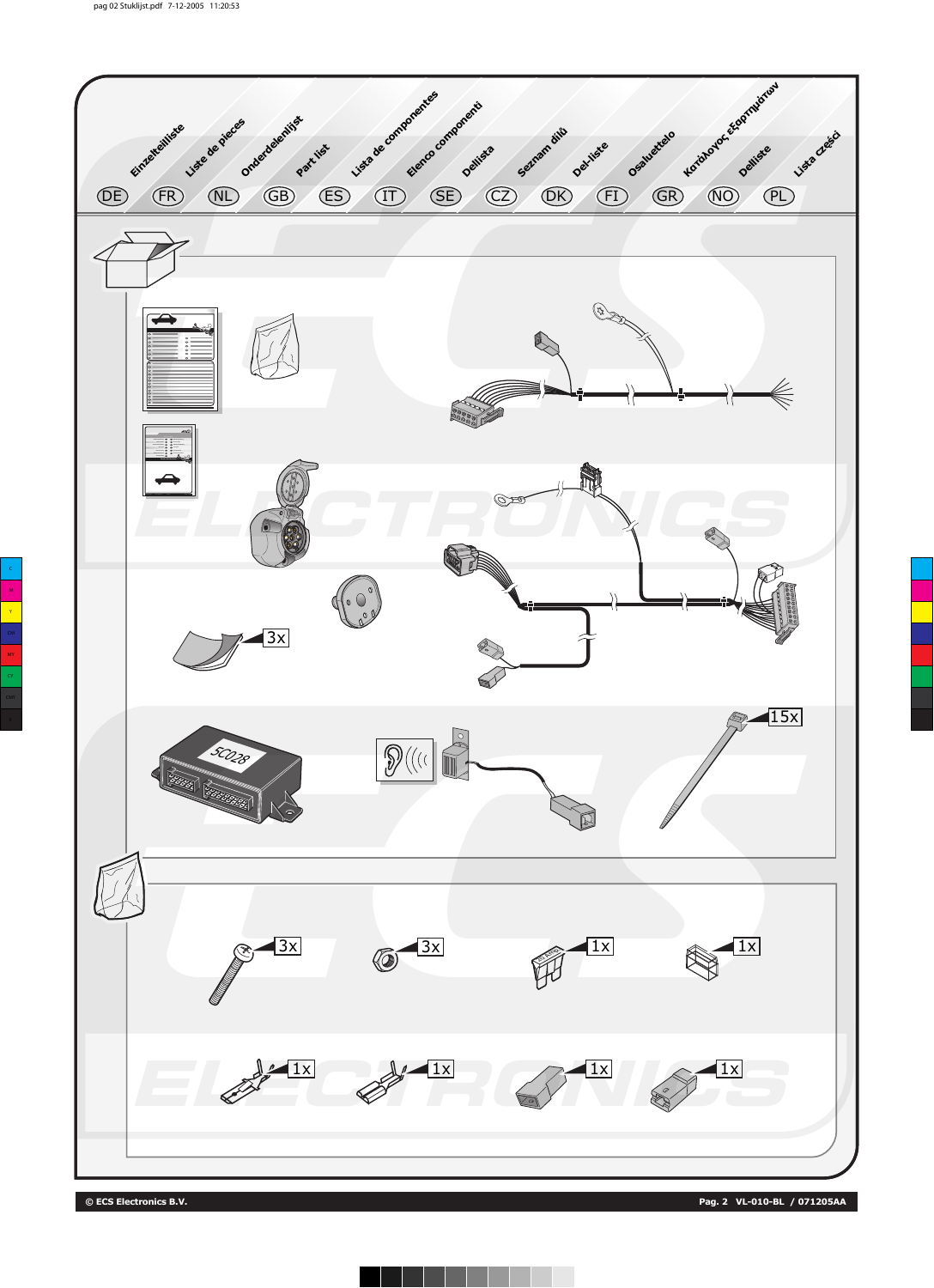Einzelteilliste — DE

Liste de pieces — FR

Onderdelenlijst — NL

Part list — GB

Lista de componentes — ES

Elenco componenti — IT

Dellista — SE

Seznam dílů — CZ

Del-liste — DK

Osaluettelo — FI

Κατάλογος εξαρτημάτων — GR

Delliste — NO

Lista części — PL

3x

5C028

15x

3x

3x

1x

1x

1x

1x

1x

1x

© ECS Electronics B.V.

Pag. 2 VL-010-BL / 071205AA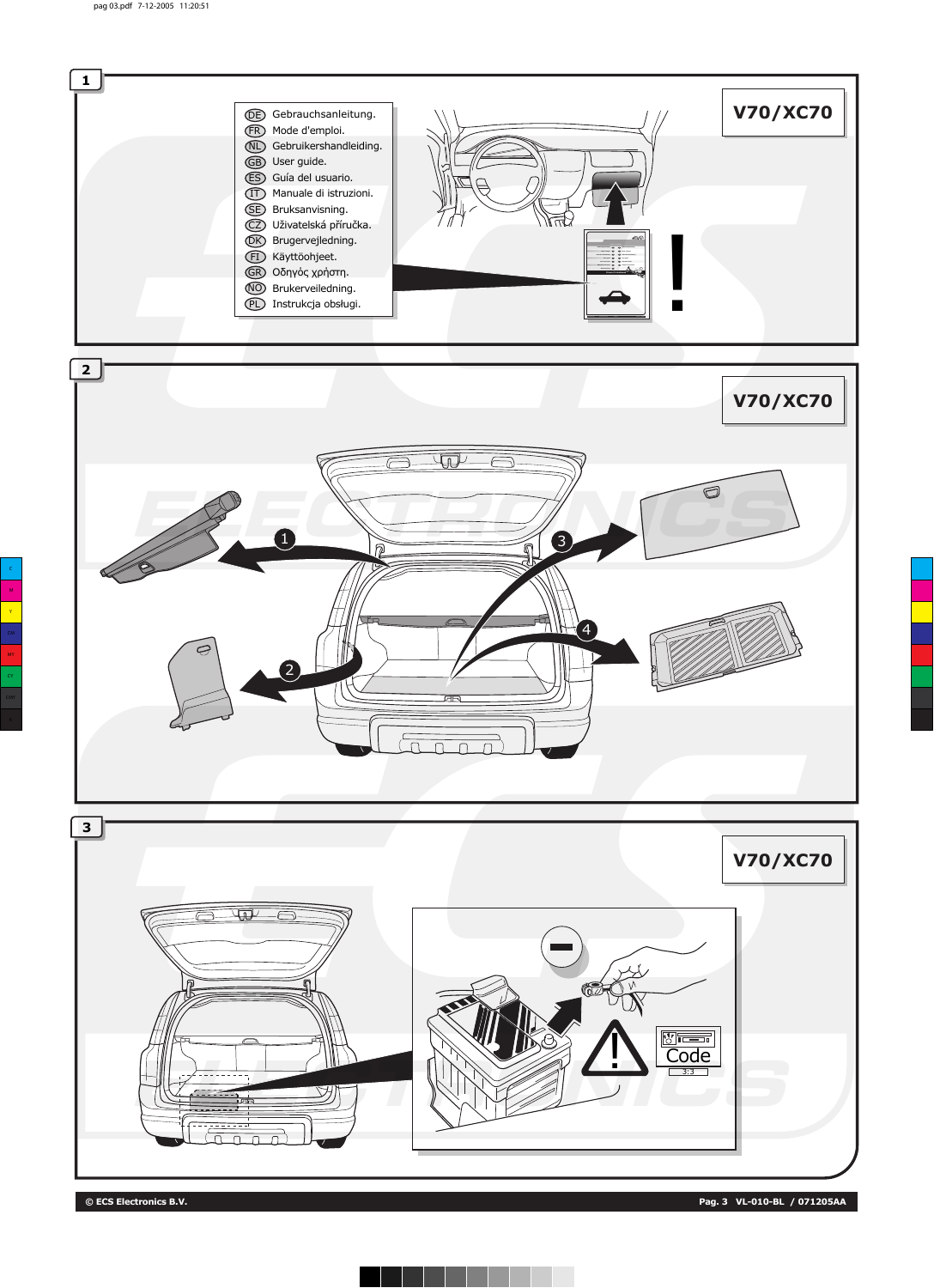## 1

**V70/XC70**

- DE Gebrauchsanleitung.
- FR Mode d'emploi.
- NL Gebruikershandleiding.
- GB User guide.
- ES Guía del usuario.
- IT Manuale di istruzioni.
- SE Bruksanvisning.
- CZ Uživatelská příručka.
- DK Brugervejledning.
- FI Käyttöohjeet.
- GR Οδηγός χρήστη.
- NO Brukerveiledning.
- PL Instrukcja obsługi.

!

## 2

**V70/XC70**

1 2 3 4

## 3

**V70/XC70**

Code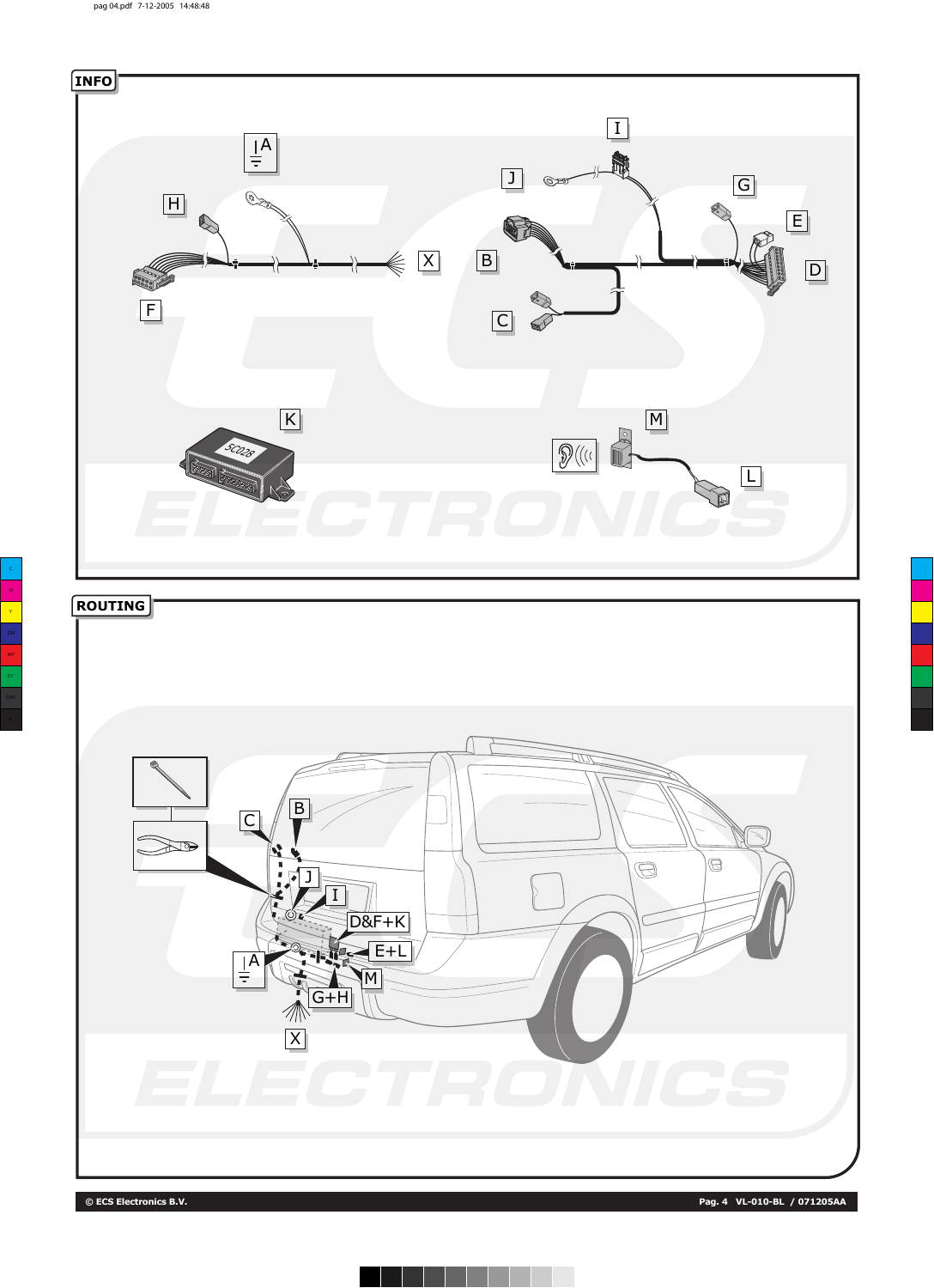## INFO

A
H
X
F
I
J
G
B
E
D
C
K
5C028
M
L

## ROUTING

C
B
J
I
D&F+K
E+L
A
M
G+H
X

ELECTRONICS

© ECS Electronics B.V.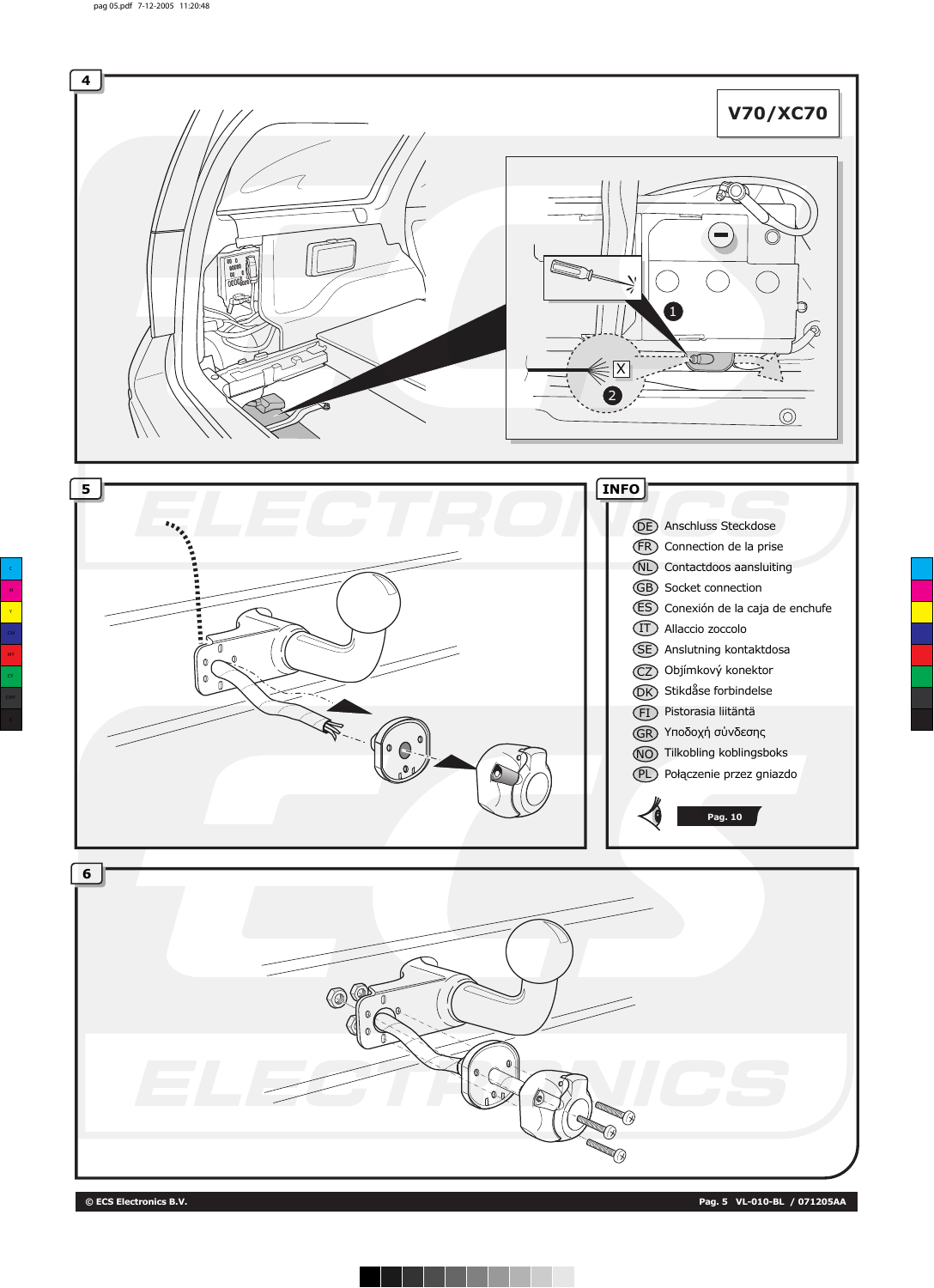## 4

**V70/XC70**

1

2

X

## 5

## INFO

- (DE) Anschluss Steckdose
- (FR) Connection de la prise
- (NL) Contactdoos aansluiting
- (GB) Socket connection
- (ES) Conexión de la caja de enchufe
- (IT) Allaccio zoccolo
- (SE) Anslutning kontaktdosa
- (CZ) Objímkový konektor
- (DK) Stikdåse forbindelse
- (FI) Pistorasia liitäntä
- (GR) Υποδοχή σύνδεσης
- (NO) Tilkobling koblingsboks
- (PL) Połączenie przez gniazdo

**Pag. 10**

## 6

© ECS Electronics B.V. — VL-010-BL / 071205AA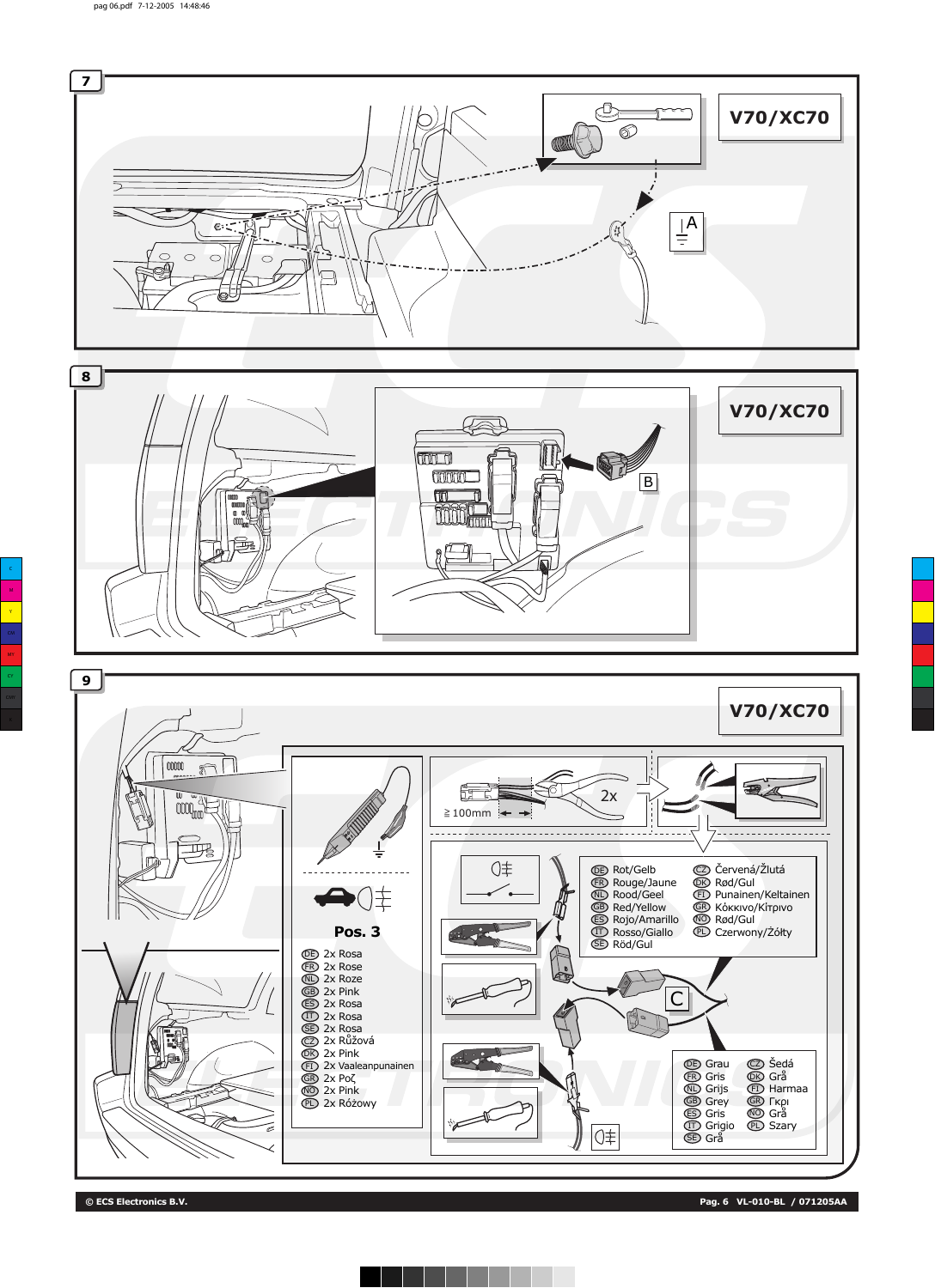## 7

**V70/XC70**

A

## 8

**V70/XC70**

B

## 9

**V70/XC70**

**Pos. 3**

- DE 2x Rosa
- FR 2x Rose
- NL 2x Roze
- GB 2x Pink
- ES 2x Rosa
- IT 2x Rosa
- SE 2x Rosa
- CZ 2x Růžová
- DK 2x Pink
- FI 2x Vaaleanpunainen
- GR 2x Ροζ
- NO 2x Pink
- PL 2x Różowy

≥ 100mm

2x

- DE Rot/Gelb
- FR Rouge/Jaune
- NL Rood/Geel
- GB Red/Yellow
- ES Rojo/Amarillo
- IT Rosso/Giallo
- SE Röd/Gul
- CZ Červená/Žlutá
- DK Rød/Gul
- FI Punainen/Keltainen
- GR Κόκκινο/Κίτρινο
- NO Rød/Gul
- PL Czerwony/Żółty

C

- DE Grau
- FR Gris
- NL Grijs
- GB Grey
- ES Gris
- IT Grigio
- SE Grå
- CZ Šedá
- DK Grå
- FI Harmaa
- GR Γκρι
- NO Grå
- PL Szary

© ECS Electronics B.V.

Pag. 6 VL-010-BL / 071205AA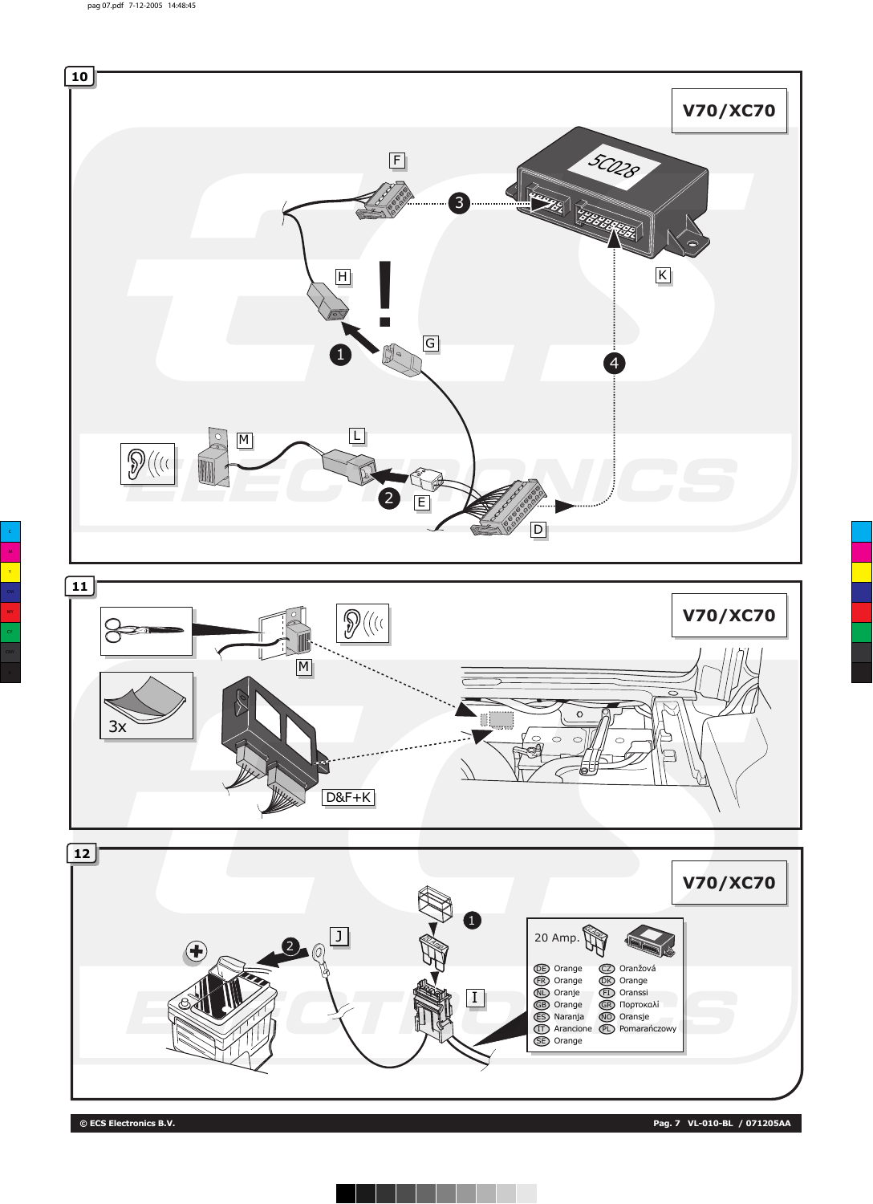## 10

**V70/XC70**

F

3

5C028

H

G

K

1

4

M

L

2

E

D

## 11

**V70/XC70**

M

3x

D&F+K

## 12

**V70/XC70**

1

2

J

I

20 Amp.

| | | | |
|---|---|---|---|
| DE | Orange | CZ | Oranžová |
| FR | Orange | DK | Orange |
| NL | Oranje | FI | Oranssi |
| GB | Orange | GR | Πορτοκαλί |
| ES | Naranja | NO | Oransje |
| IT | Arancione | PL | Pomarańczowy |
| SE | Orange | | |

© ECS Electronics B.V.

Pag. 7 VL-010-BL / 071205AA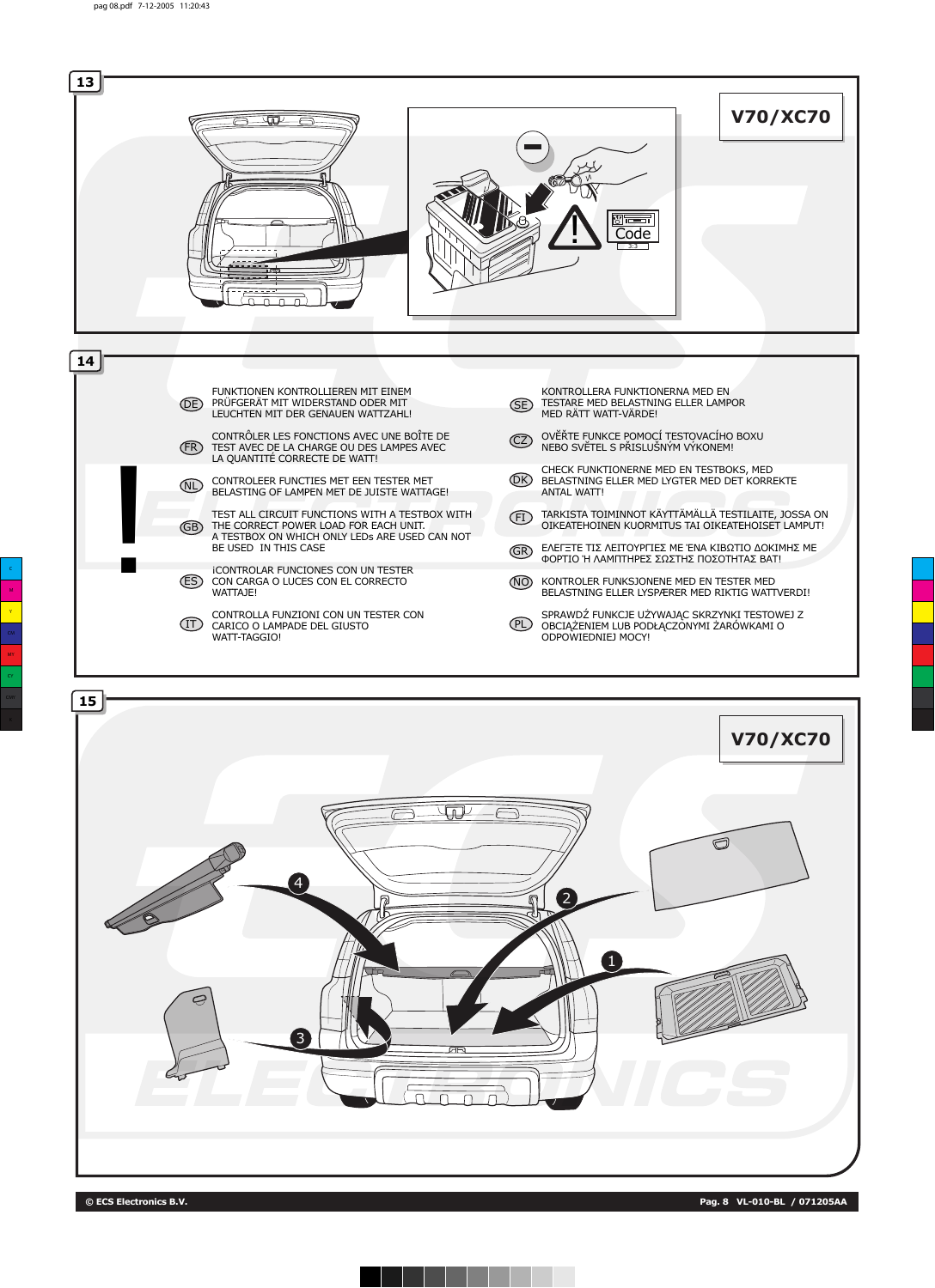## 13

**V70/XC70**

Code

## 14

| | | | |
|---|---|---|---|
| DE | FUNKTIONEN KONTROLLIEREN MIT EINEM PRÜFGERÄT MIT WIDERSTAND ODER MIT LEUCHTEN MIT DER GENAUEN WATTZAHL! | SE | KONTROLLERA FUNKTIONERNA MED EN TESTARE MED BELASTNING ELLER LAMPOR MED RÄTT WATT-VÄRDE! |
| FR | CONTRÔLER LES FONCTIONS AVEC UNE BOÎTE DE TEST AVEC DE LA CHARGE OU DES LAMPES AVEC LA QUANTITÉ CORRECTE DE WATT! | CZ | OVĚŘTE FUNKCE POMOCÍ TESTOVACÍHO BOXU NEBO SVĚTEL S PŘISLUŠNÝM VÝKONEM! |
| NL | CONTROLEER FUNCTIES MET EEN TESTER MET BELASTING OF LAMPEN MET DE JUISTE WATTAGE! | DK | CHECK FUNKTIONERNE MED EN TESTBOKS, MED BELASTNING ELLER MED LYGTER MED DET KORREKTE ANTAL WATT! |
| GB | TEST ALL CIRCUIT FUNCTIONS WITH A TESTBOX WITH THE CORRECT POWER LOAD FOR EACH UNIT. A TESTBOX ON WHICH ONLY LEDs ARE USED CAN NOT BE USED IN THIS CASE | FI | TARKISTA TOIMINNOT KÄYTTÄMÄLLÄ TESTILAITE, JOSSA ON OIKEATEHOINEN KUORMITUS TAI OIKEATEHOISET LAMPUT! |
| ES | ¡CONTROLAR FUNCIONES CON UN TESTER CON CARGA O LUCES CON EL CORRECTO WATTAJE! | GR | ΕΛΕΓΞΤΕ ΤΙΣ ΛΕΙΤΟΥΡΓΙΕΣ ΜΕ ΈΝΑ ΚΙΒΩΤΙΟ ΔΟΚΙΜΗΣ ΜΕ ΦΟΡΤΙΟ Ή ΛΑΜΠΤΗΡΕΣ ΣΩΣΤΗΣ ΠΟΣΟΤΗΤΑΣ ΒΑΤ! |
| IT | CONTROLLA FUNZIONI CON UN TESTER CON CARICO O LAMPADE DEL GIUSTO WATT-TAGGIO! | NO | KONTROLER FUNKSJONENE MED EN TESTER MED BELASTNING ELLER LYSPÆRER MED RIKTIG WATTVERDI! |
| | | PL | SPRAWDŹ FUNKCJE UŻYWAJĄC SKRZYNKI TESTOWEJ Z OBCIĄŻENIEM LUB PODŁĄCZONYMI ŻARÓWKAMI O ODPOWIEDNIEJ MOCY! |

## 15

**V70/XC70**

1 2 3 4

© ECS Electronics B.V. — Pag. 8 VL-010-BL / 071205AA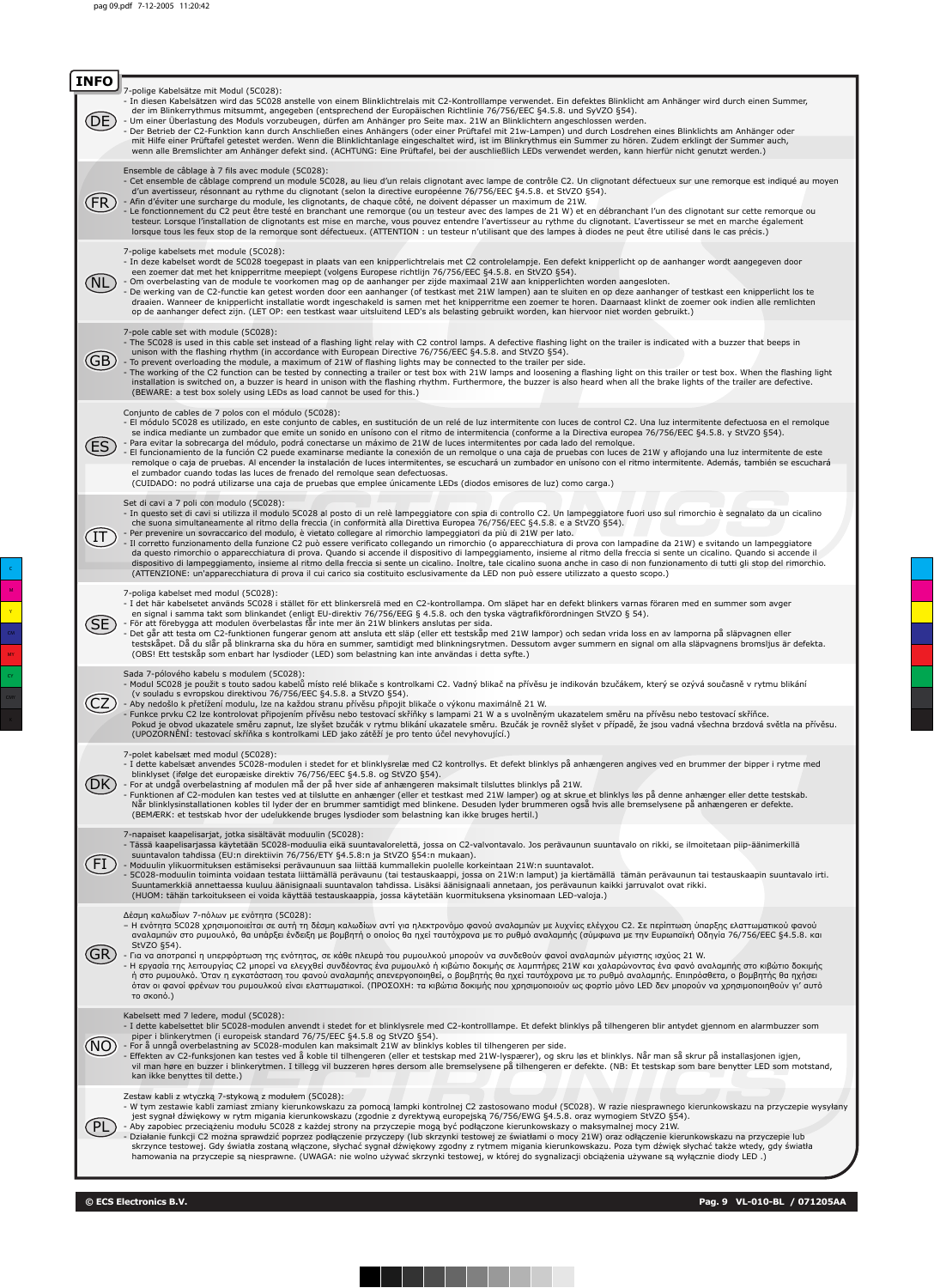**INFO**

**DE**

7-polige Kabelsätze mit Modul (5C028):
- In diesen Kabelsätzen wird das 5C028 anstelle von einem Blinklichtrelais mit C2-Kontrolllampe verwendet. Ein defektes Blinklicht am Anhänger wird durch einen Summer, der im Blinkerrythmus mitsummt, angegeben (entsprechend der Europäischen Richtlinie 76/756/EEC §4.5.8. und StVZO §54).
- Um einer Überlastung des Moduls vorzubeugen, dürfen am Anhänger pro Seite max. 21W an Blinklichtern angeschlossen werden.
- Der Betrieb der C2-Funktion kann durch Anschließen eines Anhängers (oder einer Prüftafel mit 21w-Lampen) und durch Losdrehen eines Blinklichts am Anhänger oder mit Hilfe einer Prüftafel getestet werden. Wenn die Blinklichtanlage eingeschaltet wird, ist im Blinkrhythmus ein Summer zu hören. Zudem erklingt der Summer auch, wenn alle Bremslichter am Anhänger defekt sind. (ACHTUNG: Eine Prüftafel, bei der ausschließlich LEDs verwendet werden, kann hierfür nicht genutzt werden.)

**FR**

Ensemble de câblage à 7 fils avec module (5C028):
- Cet ensemble de câblage comprend un module 5C028, au lieu d'un relais clignotant avec lampe de contrôle C2. Un clignotant défectueux sur une remorque est indiqué au moyen d'un avertisseur, résonnant au rythme du clignotant (selon la directive européenne 76/756/EEC §4.5.8. et StVZO §54).
- Afin d'éviter une surcharge du module, les clignotants, de chaque côté, ne doivent pas dépasser un maximum de 21W.
- Le fonctionnement du C2 peut être testé en branchant une remorque (ou un testeur avec des lampes de 21 W) et en débranchant l'un des clignotant sur cette remorque ou testeur. Lorsque l'installation de clignotants est mise en marche, vous pouvez entendre l'avertisseur au rythme du clignotant. L'avertisseur se met en marche également lorsque tous les feux stop de la remorque sont défectueux. (ATTENTION : un testeur n'utilisant que des lampes à diodes ne peut être utilisé dans le cas précis.)

**NL**

7-polige Kabelsets met module (5C028):
- In deze kabelset wordt de 5C028 toegepast in plaats van een knipperlichtrelais met C2 controlelampje. Een defekt knipperlicht op de aanhanger wordt aangegeven door een zoemer dat met het knipperritme meepiept (volgens Europese richtlijn 76/756/EEC §4.5.8. en StVZO §54).
- Om overbelasting van de module te voorkomen mag op de aanhanger per zijde maximaal 21W aan knipperlichten worden aangesloten.
- De werking van de C2-functie kan getest worden door een aanhanger (of testkast met 21W lampen) aan te sluiten en op deze aanhanger of testkast een knipperlicht los te draaien. Wanneer de knipperlicht installatie wordt ingeschakeld is samen met het knipperritme een zoemer te horen. Daarnaast klinkt de zoemer ook indien alle remlichten op de aanhanger defect zijn. (LET OP: een testkast waar uitsluitend LED's als belasting gebruikt worden, kan hiervoor niet worden gebruikt.)

**GB**

7-pole cable set with module (5C028):
- The 5C028 is used in this cable set instead of a flashing light relay with C2 control lamps. A defective flashing light on the trailer is indicated with a buzzer that beeps in unison with the flashing rhythm (in accordance with European Directive 76/756/EEC §4.5.8. and StVZO §54).
- To prevent overloading the module, a maximum of 21W of flashing lights may be connected to the trailer per side.
- The working of the C2 function can be tested by connecting a trailer or test box with 21W lamps and loosening a flashing light on this trailer or test box. When the flashing light installation is switched on, a buzzer is heard in unison with the flashing rhythm. Furthermore, the buzzer is also heard when all the brake lights of the trailer are defective. (BEWARE: a test box solely using LEDs as load cannot be used for this.)

**ES**

Conjunto de cables de 7 polos con el módulo (5C028):
- El módulo 5C028 es utilizado, en este conjunto de cables, en sustitución de un relé de luz intermitente con luces de control C2. Una luz intermitente defectuosa en el remolque se indica mediante un zumbador que emite un sonido en unísono con el ritmo de intermitencia (conforme a la Directiva europea 76/756/EEC §4.5.8. y StVZO §54).
- Para evitar la sobrecarga del módulo, podrá conectarse un máximo de 21W de luces intermitentes por cada lado del remolque.
- El funcionamiento de la función C2 puede examinarse mediante la conexión de un remolque o una caja de pruebas con luces de 21W y aflojando una luz intermitente de este remolque o caja de pruebas. Al encender la instalación de luces intermitentes, se escuchará un zumbador en unísono con el ritmo intermitente. Además, también se escuchará el zumbador cuando todas las luces de frenado del remolque sean defectuosas.
(CUIDADO: no podrá utilizarse una caja de pruebas que emplee únicamente LEDs (diodos emisores de luz) como carga.)

**IT**

Set di cavi a 7 poli con modulo (5C028):
- In questo set di cavi si utilizza il modulo 5C028 al posto di un relè lampeggiatore con spia di controllo C2. Un lampeggiatore fuori uso sul rimorchio è segnalato da un cicalino che suona simultaneamente al ritmo della freccia (in conformità alla Direttiva Europea 76/756/EEC §4.5.8. e a StVZO §54).
- Per prevenire un sovraccarico del modulo, è vietato collegare al rimorchio lampeggiatori da più di 21W per lato.
- Il corretto funzionamento della funzione C2 può essere verificato collegando un rimorchio (o apparecchiatura di prova con lampadine da 21W) e svitando un lampeggiatore da questo rimorchio o apparecchiatura di prova. Quando si accende il dispositivo di lampeggiamento, insieme al ritmo della freccia si sente un cicalino. Quando si accende il dispositivo di lampeggiamento, insieme al ritmo della freccia si sente un cicalino. Inoltre, tale cicalino suona anche in caso di non funzionamento di tutti gli stop del rimorchio. (ATTENZIONE: un'apparecchiatura di prova il cui carico sia costituito esclusivamente da LED non può essere utilizzato a questo scopo.)

**SE**

7-poliga kabelset med modul (5C028):
- I det här kabelsetet används 5C028 i stället för ett blinkersrelä med en C2-kontrollampa. Om släpet har en defekt blinkers varnas föraren med en summer som avger en signal i samma takt som blinkandet (enligt EU-direktiv 76/756/EEG § 4.5.8. och den tyska vägtrafikförordningen StVZO § 54).
- För att förebygga att modulen överbelastas får inte mer än 21W blinkers anslutas per sida.
- Det går att testa om C2-funktionen fungerar genom att ansluta ett släp (eller ett testskåp med 21W lampor) och sedan vrida loss en av lamporna på släpvagnen eller testskåpet. Då du slår på blinkarna ska du höra en summer, samtidigt med blinkningsrytmen. Dessutom avger summern en signal om alla släpvagnens bromsljus är defekta. (OBS! Ett testskåp som enbart har lysdioder (LED) som belastning kan inte användas i detta syfte.)

**CZ**

Sada 7-pólového kabelu s modulem (5C028):
- Modul 5C028 je použit s touto sadou kabelů místo relé blikače s kontrolkami C2. Vadný blikač na přívěsu je indikován bzučákem, který se ozývá současně v rytmu blikání (v souladu s evropskou direktivou 76/756/EEC §4.5.8. a StVZO §54).
- Aby nedošlo k přetížení modulu, lze na každou stranu přívěsu připojit blikače o výkonu maximálně 21 W.
- Funkce prvku C2 lze kontrolovat připojením přívěsu nebo testovací skříňky s lampami 21 W a s uvolněným ukazatelem směru na přívěsu nebo testovací skříňce. Pokud je obvod ukazatele směru zapnut, lze slyšet bzučák v rytmu blikání ukazatele směru. Bzučák je rovněž slyšet v případě, že jsou vadná všechna brzdová světla na přívěsu. (UPOZORNĚNÍ: testovací skříňka s kontrolkami LED jako zátěží je pro tento účel nevyhovující.)

**DK**

7-polet kabelsæt med modul (5C028):
- I dette kabelsæt anvendes 5C028-modulen i stedet for et blinklyserelæ med C2 kontrollys. Et defekt blinklys på anhængeren angives ved en brummer der bipper i rytme med blinklyset (ifølge det europæiske direktiv 76/756/EEC §4.5.8. og StVZO §54).
- For at undgå overbelastning af modulen må der på hver side af anhængeren maksimalt tilsluttes blinklys på 21W.
- Funktionen af C2-modulen kan testes ved at tilslutte en anhænger (eller et testkast med 21W lamper) og at skrue et blinklys løs på denne anhænger eller dette testskab. Når blinklysinstallationen kobles til lyder der en brummer samtidigt med blinkene. Desuden lyder brummeren også hvis alle bremselysene på anhængeren er defekte. (BEMÆRK: et testskab hvor der udelukkende bruges lysdioder som belastning kan ikke bruges hertil.)

**FI**

7-napaiset kaapelisarjat, jotka sisältävät moduulin (5C028):
- Tässä kaapelisarjassa käytetään 5C028-moduulia eikä suuntavalorelettä, jossa on C2-valvontavalo. Jos perävaunun suuntavalo on rikki, se ilmoitetaan piip-äänimerkillä suuntavalon tahdissa (EU:n direktiivin 76/756/ETY §4.5.8:n ja StVZO §54:n mukaan).
- Moduulin ylikuormituksen estämiseksi perävaunuun saa liittää kummallekin puolelle korkeintaan 21W:n suuntavalot.
- 5C028-moduulin toiminta voidaan testata liittämällä perävaunu (tai testauskaappi, jossa on 21W:n lamput) ja kiertämällä tämän perävaunun tai testauskaapin suuntavalo irti. Suuntamerkkiä annettaessa kuuluu äänisignaali suuntavalon tahdissa. Lisäksi äänisignaali annetaan, jos perävaunun kaikki jarruvalot ovat rikki. (HUOM: tähän tarkoitukseen ei voida käyttää testauskaappia, jossa käytetään kuormituksena yksinomaan LED-valoja.)

**GR**

Δέσμη καλωδίων 7-πόλων με ενότητα (5C028):
- Η ενότητα 5C028 χρησιμοποιείται σε αυτή τη δέσμη καλωδίων αντί για ηλεκτρονόμο φανού αναλαμπών με λυχνίες ελέγχου C2. Σε περίπτωση ύπαρξης ελαττωματικού φανού αναλαμπών στο ρυμουλκό, θα υπάρξει ένδειξη με βομβητή ο οποίος θα ηχεί ταυτόχρονα με το ρυθμό αναλαμπής (σύμφωνα με την Ευρωπαϊκή Οδηγία 76/756/EEC §4.5.8. και StVZO §54).
- Για να αποτραπεί η υπερφόρτωση της ενότητας, σε κάθε πλευρά του ρυμουλκού μπορούν να συνδεθούν φανοί αναλαμπών μέγιστης ισχύος 21 W.
- Η εργασία της λειτουργίας C2 μπορεί να ελεγχθεί συνδέοντας ένα ρυμουλκό ή κιβώτιο δοκιμής σε λαμπτήρες 21W και χαλαρώνοντας ένα φανό αναλαμπής στο κιβώτιο δοκιμής ή στο ρυμουλκό. Όταν η εγκατάσταση του φανού αναλαμπής απενεργοποιηθεί, ο βομβητής θα ηχεί ταυτόχρονα με το ρυθμό αναλαμπής. Επιπρόσθετα, ο βομβητής θα ηχήσει όταν οι φανοί φρένων του ρυμουλκού είναι ελαττωματικοί. (ΠΡΟΣΟΧΗ: τα κιβώτια δοκιμής που χρησιμοποιούν ως φορτίο μόνο LED δεν μπορούν να χρησιμοποιηθούν γι' αυτό το σκοπό.)

**NO**

Kabelsett med 7 ledere, modul (5C028):
- I dette kabelsettet blir 5C028-modulen anvendt i stedet for et blinklysrele med C2-kontrolllampe. Et defekt blinklys på tilhengeren blir antydet gjennom en alarmbuzzer som piper i blinkerytmen (i europeisk standard 76/75/EEC §4.5.8 og StVZO §54).
- For å unngå overbelastning av 5C028-modulen kan maksimalt 21W av blinklys kobles til tilhengeren per side.
- Effekten av C2-funksjonen kan testes ved å koble til tilhengeren (eller et testskap med 21W-lyspærer), og skru løs et blinklys. Når man så skrur på installasjonen igjen, vil man høre en buzzer i blinkerytmen. I tillegg vil buzzeren høres dersom alle bremselysene på tilhengeren er defekte. (NB: Et testskap som bare benytter LED som motstand, kan ikke benyttes til dette.)

**PL**

Zestaw kabli z wtyczką 7-stykową z modułem (5C028):
- W tym zestawie kabli zamiast zmiany kierunkowskazu za pomocą lampki kontrolnej C2 zastosowano moduł (5C028). W razie niesprawnego kierunkowskazu na przyczepie wysyłany jest sygnał dźwiękowy w rytm migania kierunkowskazu (zgodnie z dyrektywą europejską 76/756/EWG §4.5.8. oraz wymogiem StVZO §54).
- Aby zapobiec przeciążeniu modułu 5C028 z każdej strony na przyczepie mogą być podłączone kierunkowskazy o maksymalnej mocy 21W.
- Działanie funkcji C2 można sprawdzić poprzez podłączenie przyczepy (lub skrzynki testowej ze światłami o mocy 21W) oraz odłączenie kierunkowskazu na przyczepie lub skrzynce testowej. Gdy światła zostaną włączone, słychać sygnał dźwiękowy zgodny z rytmem migania kierunkowskazu. Poza tym dźwięk słychać także wtedy, gdy światła hamowania na przyczepie są niesprawne. (UWAGA: nie wolno używać skrzynki testowej, w której do sygnalizacji obciążenia używane są wyłącznie diody LED .)

© ECS Electronics B.V.

VL-010-BL / 071205AA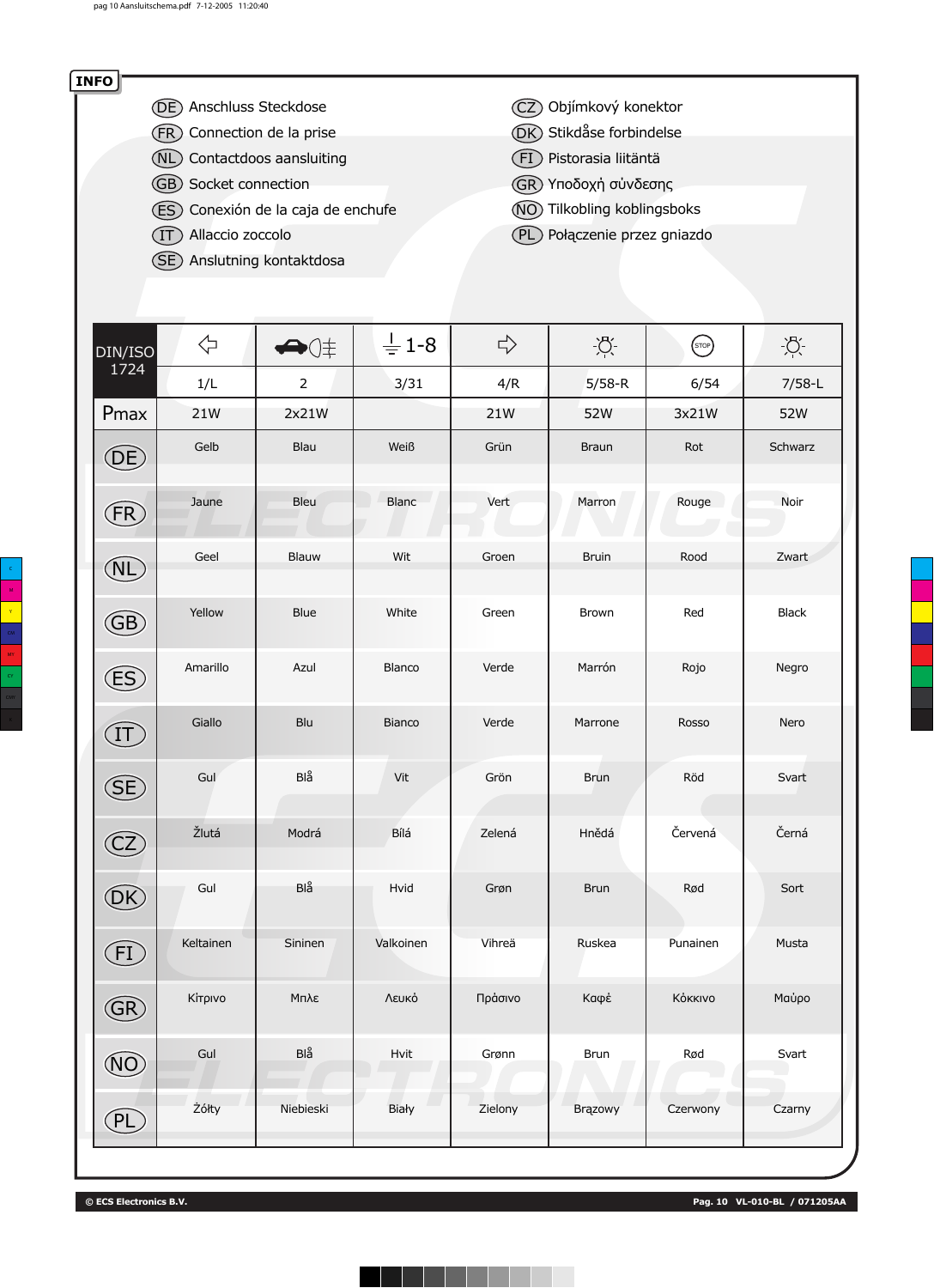**INFO**

(DE) Anschluss Steckdose
(FR) Connection de la prise
(NL) Contactdoos aansluiting
(GB) Socket connection
(ES) Conexión de la caja de enchufe
(IT) Allaccio zoccolo
(SE) Anslutning kontaktdosa
(CZ) Objímkový konektor
(DK) Stikdåse forbindelse
(FI) Pistorasia liitäntä
(GR) Υποδοχή σύνδεσης
(NO) Tilkobling koblingsboks
(PL) Połączenie przez gniazdo

| DIN/ISO 1724 | 1/L | 2 | 3/31 (1-8) | 4/R | 5/58-R | 6/54 | 7/58-L |
|---|---|---|---|---|---|---|---|
| Pmax | 21W | 2x21W | | 21W | 52W | 3x21W | 52W |
| DE | Gelb | Blau | Weiß | Grün | Braun | Rot | Schwarz |
| FR | Jaune | Bleu | Blanc | Vert | Marron | Rouge | Noir |
| NL | Geel | Blauw | Wit | Groen | Bruin | Rood | Zwart |
| GB | Yellow | Blue | White | Green | Brown | Red | Black |
| ES | Amarillo | Azul | Blanco | Verde | Marrón | Rojo | Negro |
| IT | Giallo | Blu | Bianco | Verde | Marrone | Rosso | Nero |
| SE | Gul | Blå | Vit | Grön | Brun | Röd | Svart |
| CZ | Žlutá | Modrá | Bílá | Zelená | Hnědá | Červená | Černá |
| DK | Gul | Blå | Hvid | Grøn | Brun | Rød | Sort |
| FI | Keltainen | Sininen | Valkoinen | Vihreä | Ruskea | Punainen | Musta |
| GR | Κίτρινο | Μπλε | Λευκό | Πράσινο | Καφέ | Κόκκινο | Μαύρο |
| NO | Gul | Blå | Hvit | Grønn | Brun | Rød | Svart |
| PL | Żółty | Niebieski | Biały | Zielony | Brązowy | Czerwony | Czarny |

© ECS Electronics B.V.